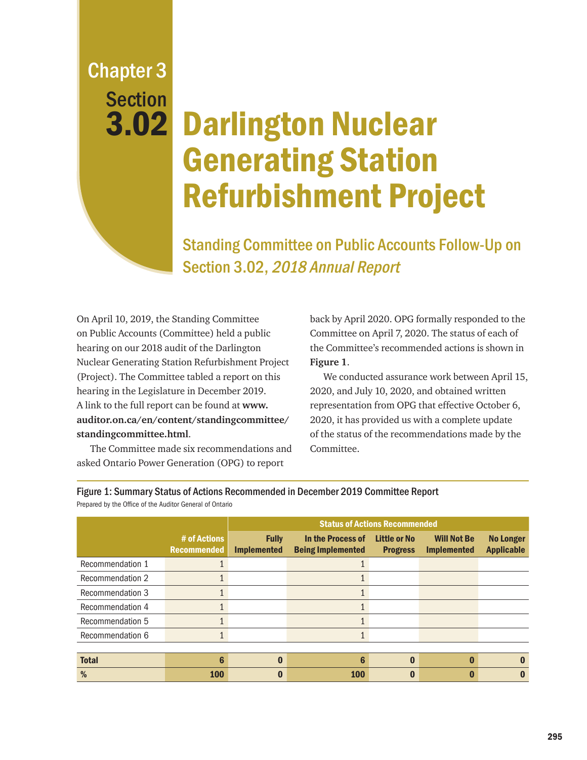Chapter 3

Section 3.02

# Darlington Nuclear Generating Station Refurbishment Project

## Standing Committee on Public Accounts Follow-Up on Section 3.02, *2018 Annual Report*

On April 10, 2019, the Standing Committee on Public Accounts (Committee) held a public hearing on our 2018 audit of the Darlington Nuclear Generating Station Refurbishment Project (Project). The Committee tabled a report on this hearing in the Legislature in December 2019. A link to the full report can be found at **www.auditor.on.ca/en/content/standingcommittee/standingcommittee.html**.

The Committee made six recommendations and asked Ontario Power Generation (OPG) to report back by April 2020. OPG formally responded to the Committee on April 7, 2020. The status of each of the Committee's recommended actions is shown in **Figure 1**.

We conducted assurance work between April 15, 2020, and July 10, 2020, and obtained written representation from OPG that effective October 6, 2020, it has provided us with a complete update of the status of the recommendations made by the Committee.

**Figure 1: Summary Status of Actions Recommended in December 2019 Committee Report**

Prepared by the Office of the Auditor General of Ontario

| | | Status of Actions Recommended | | | | |
|---|---|---|---|---|---|---|
| | # of Actions Recommended | Fully Implemented | In the Process of Being Implemented | Little or No Progress | Will Not Be Implemented | No Longer Applicable |
| Recommendation 1 | 1 | | 1 | | | |
| Recommendation 2 | 1 | | 1 | | | |
| Recommendation 3 | 1 | | 1 | | | |
| Recommendation 4 | 1 | | 1 | | | |
| Recommendation 5 | 1 | | 1 | | | |
| Recommendation 6 | 1 | | 1 | | | |
| **Total** | **6** | **0** | **6** | **0** | **0** | **0** |
| **%** | **100** | **0** | **100** | **0** | **0** | **0** |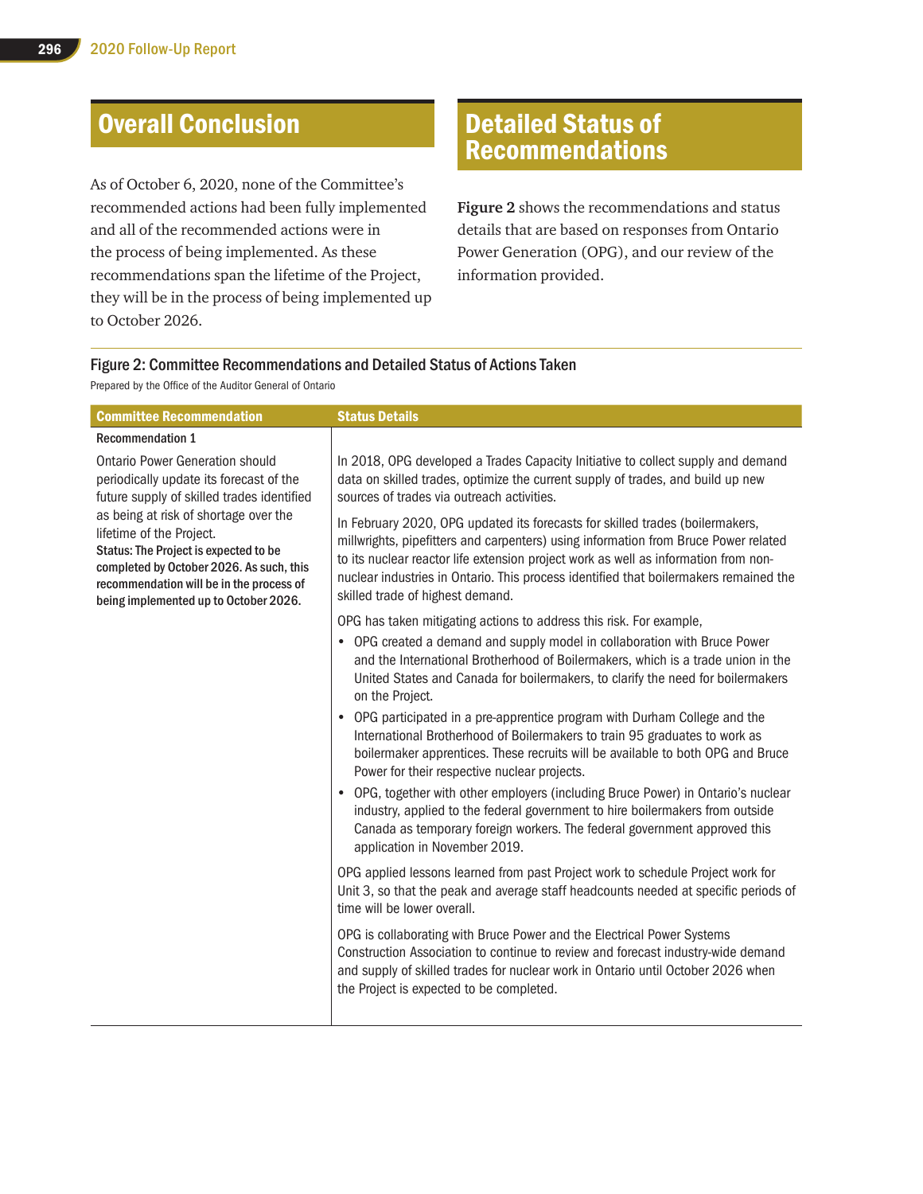## Overall Conclusion

As of October 6, 2020, none of the Committee's recommended actions had been fully implemented and all of the recommended actions were in the process of being implemented. As these recommendations span the lifetime of the Project, they will be in the process of being implemented up to October 2026.

## Detailed Status of Recommendations

**Figure 2** shows the recommendations and status details that are based on responses from Ontario Power Generation (OPG), and our review of the information provided.

### Figure 2: Committee Recommendations and Detailed Status of Actions Taken

Prepared by the Office of the Auditor General of Ontario

| Committee Recommendation | Status Details |
|---|---|
| **Recommendation 1**<br><br>Ontario Power Generation should periodically update its forecast of the future supply of skilled trades identified as being at risk of shortage over the lifetime of the Project.<br>**Status: The Project is expected to be completed by October 2026. As such, this recommendation will be in the process of being implemented up to October 2026.** | In 2018, OPG developed a Trades Capacity Initiative to collect supply and demand data on skilled trades, optimize the current supply of trades, and build up new sources of trades via outreach activities.<br><br>In February 2020, OPG updated its forecasts for skilled trades (boilermakers, millwrights, pipefitters and carpenters) using information from Bruce Power related to its nuclear reactor life extension project work as well as information from non-nuclear industries in Ontario. This process identified that boilermakers remained the skilled trade of highest demand.<br><br>OPG has taken mitigating actions to address this risk. For example,<br>• OPG created a demand and supply model in collaboration with Bruce Power and the International Brotherhood of Boilermakers, which is a trade union in the United States and Canada for boilermakers, to clarify the need for boilermakers on the Project.<br>• OPG participated in a pre-apprentice program with Durham College and the International Brotherhood of Boilermakers to train 95 graduates to work as boilermaker apprentices. These recruits will be available to both OPG and Bruce Power for their respective nuclear projects.<br>• OPG, together with other employers (including Bruce Power) in Ontario's nuclear industry, applied to the federal government to hire boilermakers from outside Canada as temporary foreign workers. The federal government approved this application in November 2019.<br><br>OPG applied lessons learned from past Project work to schedule Project work for Unit 3, so that the peak and average staff headcounts needed at specific periods of time will be lower overall.<br><br>OPG is collaborating with Bruce Power and the Electrical Power Systems Construction Association to continue to review and forecast industry-wide demand and supply of skilled trades for nuclear work in Ontario until October 2026 when the Project is expected to be completed. |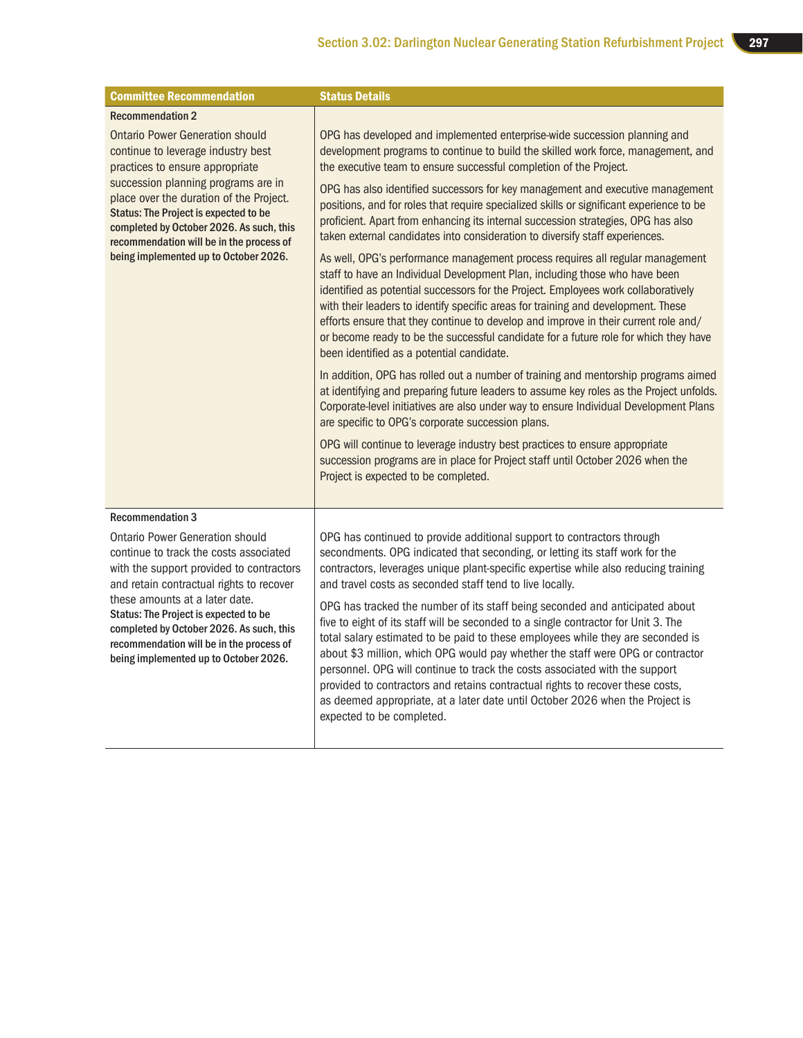| Committee Recommendation | Status Details |
|---|---|
| **Recommendation 2**<br><br>Ontario Power Generation should continue to leverage industry best practices to ensure appropriate succession planning programs are in place over the duration of the Project.<br>**Status: The Project is expected to be completed by October 2026. As such, this recommendation will be in the process of being implemented up to October 2026.** | OPG has developed and implemented enterprise-wide succession planning and development programs to continue to build the skilled work force, management, and the executive team to ensure successful completion of the Project.<br><br>OPG has also identified successors for key management and executive management positions, and for roles that require specialized skills or significant experience to be proficient. Apart from enhancing its internal succession strategies, OPG has also taken external candidates into consideration to diversify staff experiences.<br><br>As well, OPG's performance management process requires all regular management staff to have an Individual Development Plan, including those who have been identified as potential successors for the Project. Employees work collaboratively with their leaders to identify specific areas for training and development. These efforts ensure that they continue to develop and improve in their current role and/or become ready to be the successful candidate for a future role for which they have been identified as a potential candidate.<br><br>In addition, OPG has rolled out a number of training and mentorship programs aimed at identifying and preparing future leaders to assume key roles as the Project unfolds. Corporate-level initiatives are also under way to ensure Individual Development Plans are specific to OPG's corporate succession plans.<br><br>OPG will continue to leverage industry best practices to ensure appropriate succession programs are in place for Project staff until October 2026 when the Project is expected to be completed. |
| **Recommendation 3**<br><br>Ontario Power Generation should continue to track the costs associated with the support provided to contractors and retain contractual rights to recover these amounts at a later date.<br>**Status: The Project is expected to be completed by October 2026. As such, this recommendation will be in the process of being implemented up to October 2026.** | OPG has continued to provide additional support to contractors through secondments. OPG indicated that seconding, or letting its staff work for the contractors, leverages unique plant-specific expertise while also reducing training and travel costs as seconded staff tend to live locally.<br><br>OPG has tracked the number of its staff being seconded and anticipated about five to eight of its staff will be seconded to a single contractor for Unit 3. The total salary estimated to be paid to these employees while they are seconded is about $3 million, which OPG would pay whether the staff were OPG or contractor personnel. OPG will continue to track the costs associated with the support provided to contractors and retains contractual rights to recover these costs, as deemed appropriate, at a later date until October 2026 when the Project is expected to be completed. |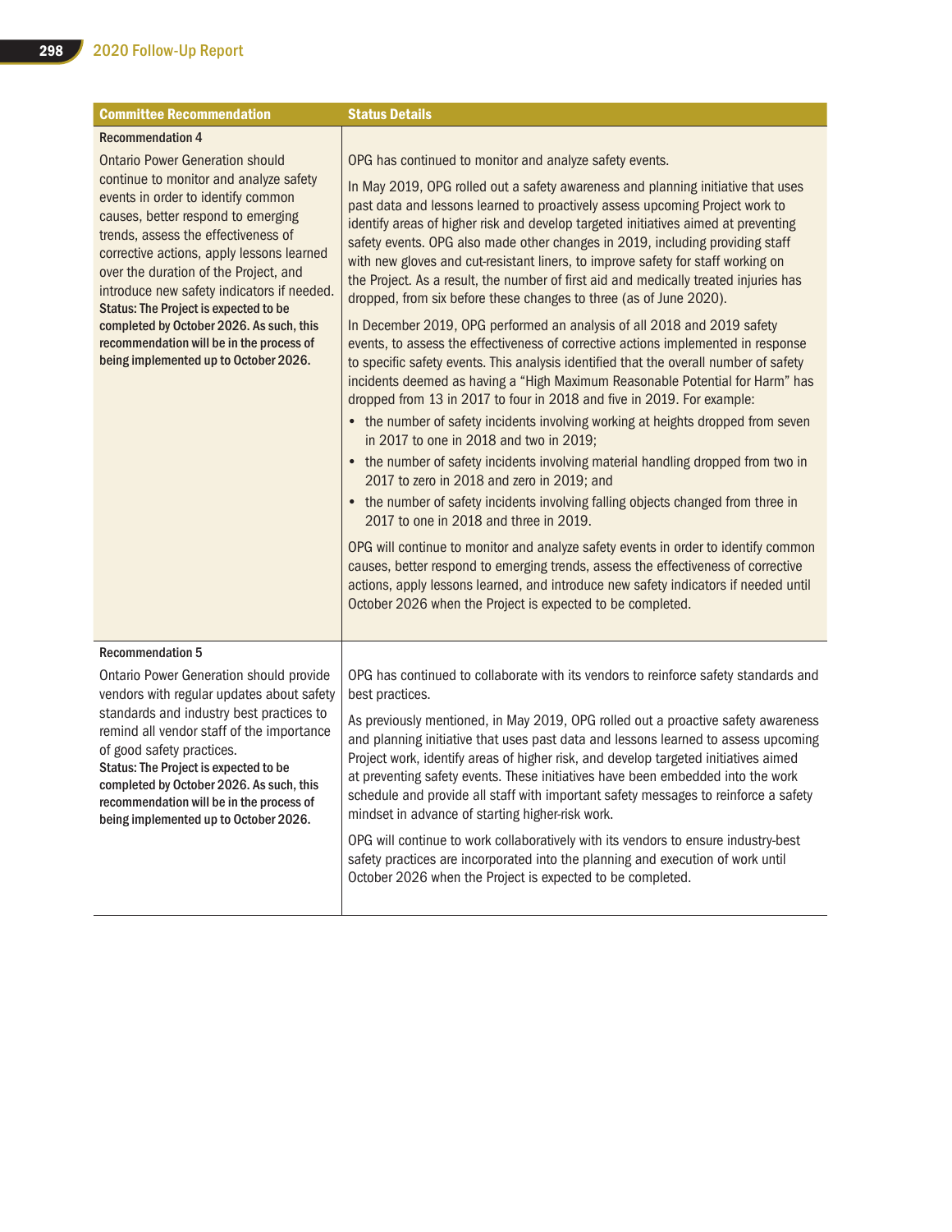| Committee Recommendation | Status Details |
|---|---|
| **Recommendation 4**<br><br>Ontario Power Generation should continue to monitor and analyze safety events in order to identify common causes, better respond to emerging trends, assess the effectiveness of corrective actions, apply lessons learned over the duration of the Project, and introduce new safety indicators if needed.<br>**Status: The Project is expected to be completed by October 2026. As such, this recommendation will be in the process of being implemented up to October 2026.** | OPG has continued to monitor and analyze safety events.<br><br>In May 2019, OPG rolled out a safety awareness and planning initiative that uses past data and lessons learned to proactively assess upcoming Project work to identify areas of higher risk and develop targeted initiatives aimed at preventing safety events. OPG also made other changes in 2019, including providing staff with new gloves and cut-resistant liners, to improve safety for staff working on the Project. As a result, the number of first aid and medically treated injuries has dropped, from six before these changes to three (as of June 2020).<br><br>In December 2019, OPG performed an analysis of all 2018 and 2019 safety events, to assess the effectiveness of corrective actions implemented in response to specific safety events. This analysis identified that the overall number of safety incidents deemed as having a "High Maximum Reasonable Potential for Harm" has dropped from 13 in 2017 to four in 2018 and five in 2019. For example:<br>• the number of safety incidents involving working at heights dropped from seven in 2017 to one in 2018 and two in 2019;<br>• the number of safety incidents involving material handling dropped from two in 2017 to zero in 2018 and zero in 2019; and<br>• the number of safety incidents involving falling objects changed from three in 2017 to one in 2018 and three in 2019.<br><br>OPG will continue to monitor and analyze safety events in order to identify common causes, better respond to emerging trends, assess the effectiveness of corrective actions, apply lessons learned, and introduce new safety indicators if needed until October 2026 when the Project is expected to be completed. |
| **Recommendation 5**<br><br>Ontario Power Generation should provide vendors with regular updates about safety standards and industry best practices to remind all vendor staff of the importance of good safety practices.<br>**Status: The Project is expected to be completed by October 2026. As such, this recommendation will be in the process of being implemented up to October 2026.** | OPG has continued to collaborate with its vendors to reinforce safety standards and best practices.<br><br>As previously mentioned, in May 2019, OPG rolled out a proactive safety awareness and planning initiative that uses past data and lessons learned to assess upcoming Project work, identify areas of higher risk, and develop targeted initiatives aimed at preventing safety events. These initiatives have been embedded into the work schedule and provide all staff with important safety messages to reinforce a safety mindset in advance of starting higher-risk work.<br><br>OPG will continue to work collaboratively with its vendors to ensure industry-best safety practices are incorporated into the planning and execution of work until October 2026 when the Project is expected to be completed. |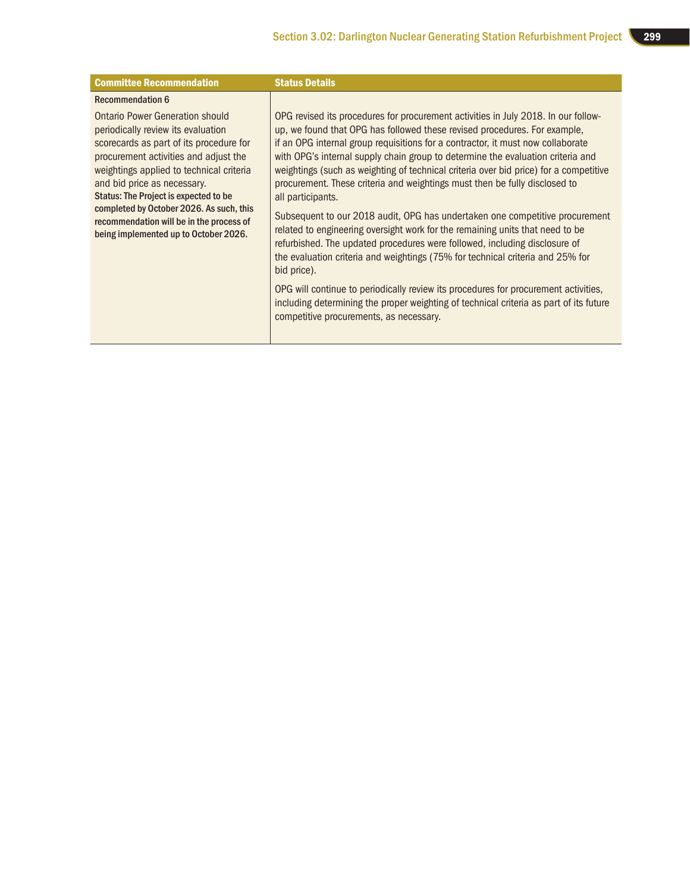| Committee Recommendation | Status Details |
|---|---|
| Recommendation 6<br><br>Ontario Power Generation should periodically review its evaluation scorecards as part of its procedure for procurement activities and adjust the weightings applied to technical criteria and bid price as necessary.<br>**Status: The Project is expected to be completed by October 2026. As such, this recommendation will be in the process of being implemented up to October 2026.** | OPG revised its procedures for procurement activities in July 2018. In our follow-up, we found that OPG has followed these revised procedures. For example, if an OPG internal group requisitions for a contractor, it must now collaborate with OPG's internal supply chain group to determine the evaluation criteria and weightings (such as weighting of technical criteria over bid price) for a competitive procurement. These criteria and weightings must then be fully disclosed to all participants.<br><br>Subsequent to our 2018 audit, OPG has undertaken one competitive procurement related to engineering oversight work for the remaining units that need to be refurbished. The updated procedures were followed, including disclosure of the evaluation criteria and weightings (75% for technical criteria and 25% for bid price).<br><br>OPG will continue to periodically review its procedures for procurement activities, including determining the proper weighting of technical criteria as part of its future competitive procurements, as necessary. |